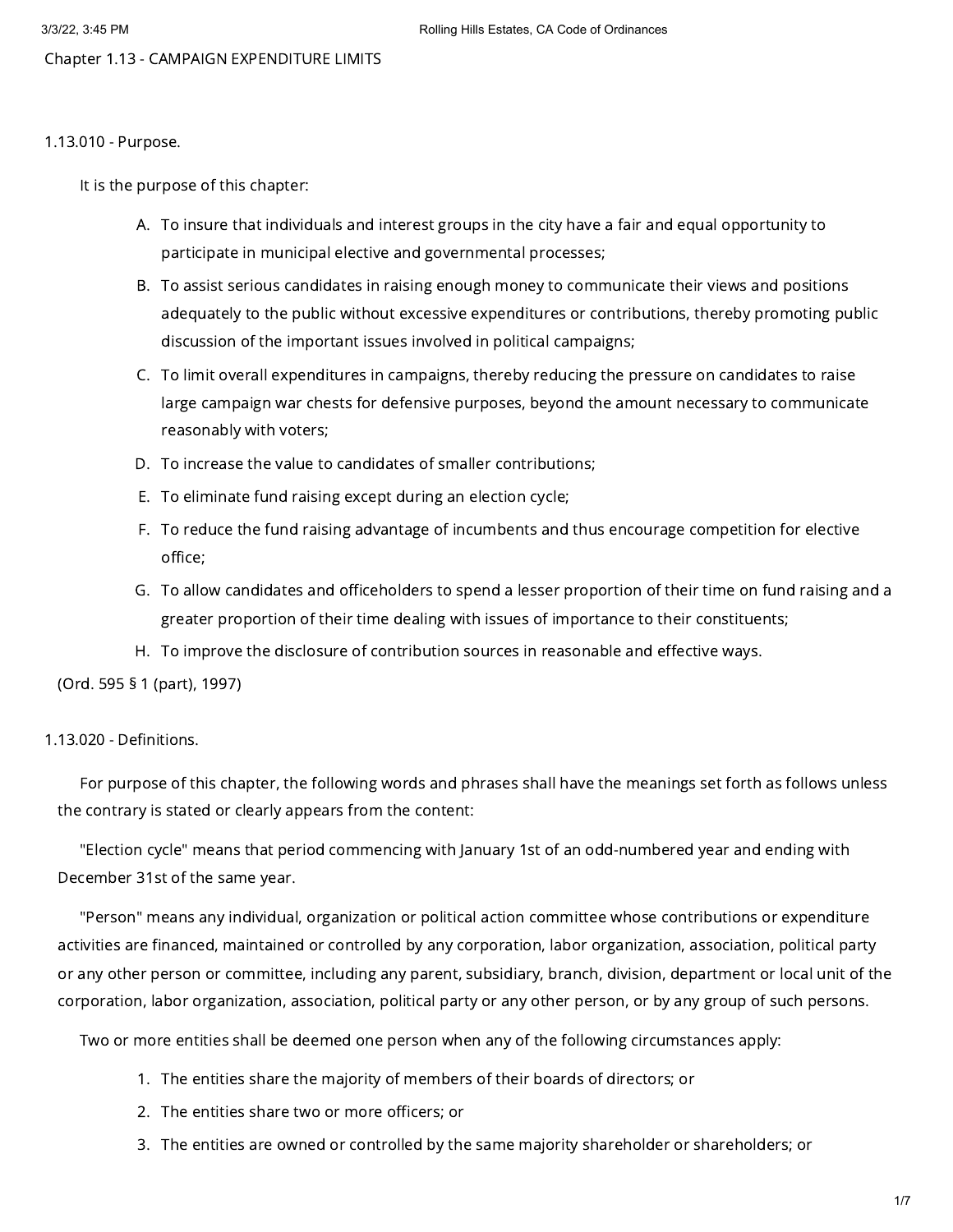# Chapter 1.13 - CAMPAIGN EXPENDITURE LIMITS

## 1.13.010 - Purpose.

It is the purpose of this chapter:

A. To insure that individuals and interest groups in the city have a fair and equal opportunity to participate in municipal elective and governmental processes;

B. To assist serious candidates in raising enough money to communicate their views and positions adequately to the public without excessive expenditures or contributions, thereby promoting public discussion of the important issues involved in political campaigns;

C. To limit overall expenditures in campaigns, thereby reducing the pressure on candidates to raise large campaign war chests for defensive purposes, beyond the amount necessary to communicate reasonably with voters;

D. To increase the value to candidates of smaller contributions;

E. To eliminate fund raising except during an election cycle;

F. To reduce the fund raising advantage of incumbents and thus encourage competition for elective office;

G. To allow candidates and officeholders to spend a lesser proportion of their time on fund raising and a greater proportion of their time dealing with issues of importance to their constituents;

H. To improve the disclosure of contribution sources in reasonable and effective ways.

(Ord. 595 § 1 (part), 1997)

## 1.13.020 - Definitions.

For purpose of this chapter, the following words and phrases shall have the meanings set forth as follows unless the contrary is stated or clearly appears from the content:

"Election cycle" means that period commencing with January 1st of an odd-numbered year and ending with December 31st of the same year.

"Person" means any individual, organization or political action committee whose contributions or expenditure activities are financed, maintained or controlled by any corporation, labor organization, association, political party or any other person or committee, including any parent, subsidiary, branch, division, department or local unit of the corporation, labor organization, association, political party or any other person, or by any group of such persons.

Two or more entities shall be deemed one person when any of the following circumstances apply:

1. The entities share the majority of members of their boards of directors; or
2. The entities share two or more officers; or
3. The entities are owned or controlled by the same majority shareholder or shareholders; or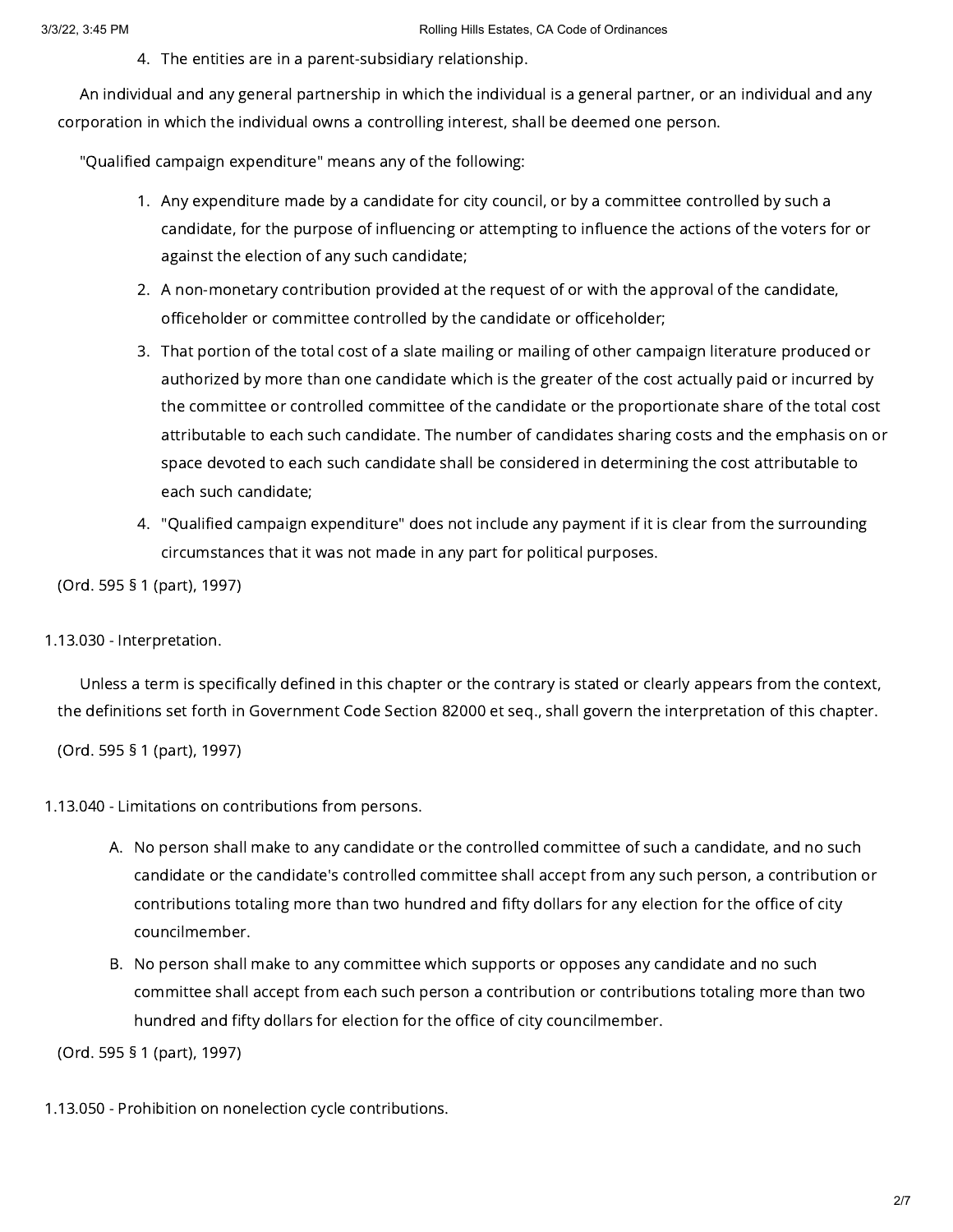4. The entities are in a parent-subsidiary relationship.

An individual and any general partnership in which the individual is a general partner, or an individual and any corporation in which the individual owns a controlling interest, shall be deemed one person.

"Qualified campaign expenditure" means any of the following:

1. Any expenditure made by a candidate for city council, or by a committee controlled by such a candidate, for the purpose of influencing or attempting to influence the actions of the voters for or against the election of any such candidate;
2. A non-monetary contribution provided at the request of or with the approval of the candidate, officeholder or committee controlled by the candidate or officeholder;
3. That portion of the total cost of a slate mailing or mailing of other campaign literature produced or authorized by more than one candidate which is the greater of the cost actually paid or incurred by the committee or controlled committee of the candidate or the proportionate share of the total cost attributable to each such candidate. The number of candidates sharing costs and the emphasis on or space devoted to each such candidate shall be considered in determining the cost attributable to each such candidate;
4. "Qualified campaign expenditure" does not include any payment if it is clear from the surrounding circumstances that it was not made in any part for political purposes.

(Ord. 595 § 1 (part), 1997)

### 1.13.030 - Interpretation.

Unless a term is specifically defined in this chapter or the contrary is stated or clearly appears from the context, the definitions set forth in Government Code Section 82000 et seq., shall govern the interpretation of this chapter.

(Ord. 595 § 1 (part), 1997)

### 1.13.040 - Limitations on contributions from persons.

A. No person shall make to any candidate or the controlled committee of such a candidate, and no such candidate or the candidate's controlled committee shall accept from any such person, a contribution or contributions totaling more than two hundred and fifty dollars for any election for the office of city councilmember.

B. No person shall make to any committee which supports or opposes any candidate and no such committee shall accept from each such person a contribution or contributions totaling more than two hundred and fifty dollars for election for the office of city councilmember.

(Ord. 595 § 1 (part), 1997)

### 1.13.050 - Prohibition on nonelection cycle contributions.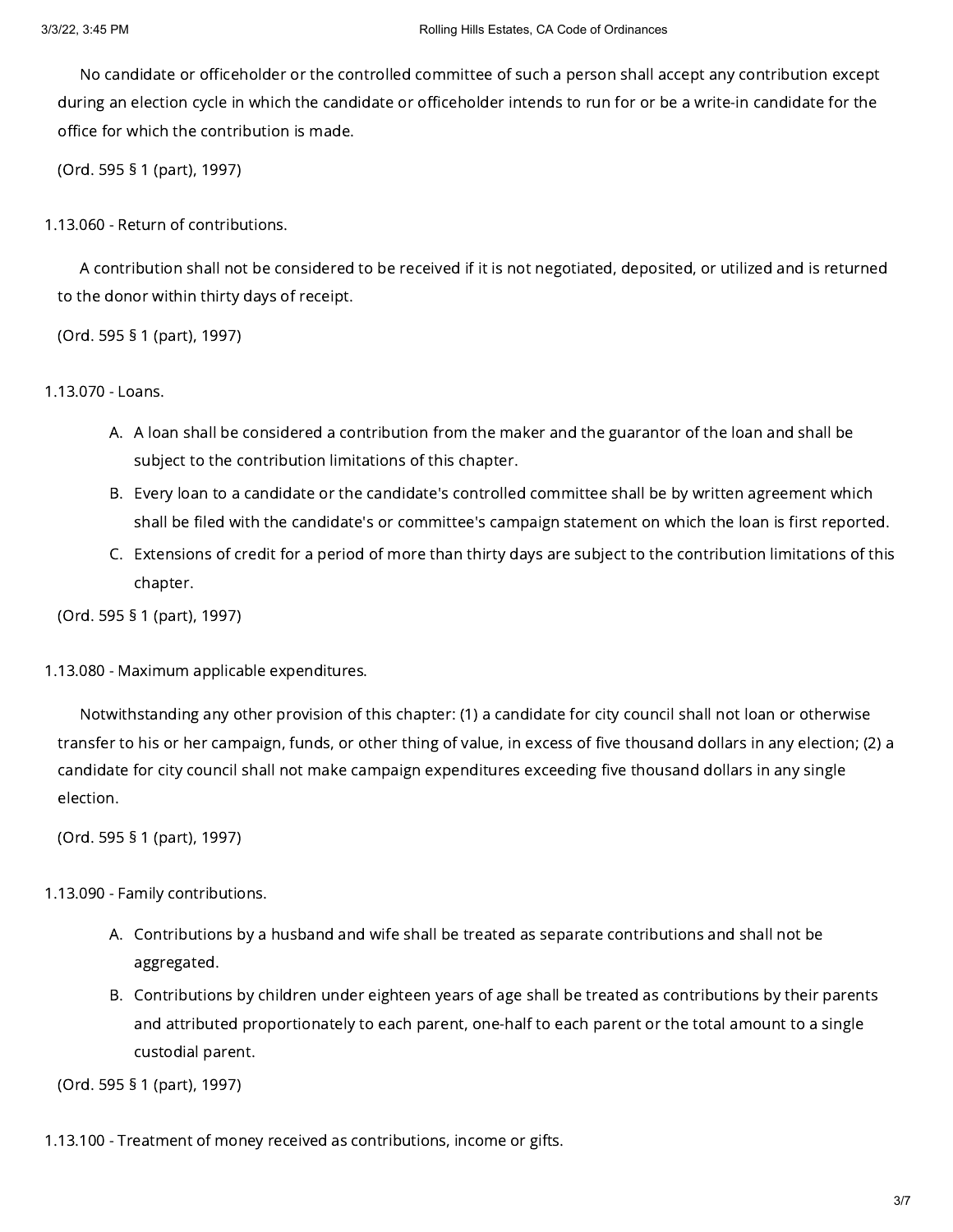No candidate or officeholder or the controlled committee of such a person shall accept any contribution except during an election cycle in which the candidate or officeholder intends to run for or be a write-in candidate for the office for which the contribution is made.

(Ord. 595 § 1 (part), 1997)

### 1.13.060 - Return of contributions.

A contribution shall not be considered to be received if it is not negotiated, deposited, or utilized and is returned to the donor within thirty days of receipt.

(Ord. 595 § 1 (part), 1997)

### 1.13.070 - Loans.

A. A loan shall be considered a contribution from the maker and the guarantor of the loan and shall be subject to the contribution limitations of this chapter.

B. Every loan to a candidate or the candidate's controlled committee shall be by written agreement which shall be filed with the candidate's or committee's campaign statement on which the loan is first reported.

C. Extensions of credit for a period of more than thirty days are subject to the contribution limitations of this chapter.

(Ord. 595 § 1 (part), 1997)

### 1.13.080 - Maximum applicable expenditures.

Notwithstanding any other provision of this chapter: (1) a candidate for city council shall not loan or otherwise transfer to his or her campaign, funds, or other thing of value, in excess of five thousand dollars in any election; (2) a candidate for city council shall not make campaign expenditures exceeding five thousand dollars in any single election.

(Ord. 595 § 1 (part), 1997)

### 1.13.090 - Family contributions.

A. Contributions by a husband and wife shall be treated as separate contributions and shall not be aggregated.

B. Contributions by children under eighteen years of age shall be treated as contributions by their parents and attributed proportionately to each parent, one-half to each parent or the total amount to a single custodial parent.

(Ord. 595 § 1 (part), 1997)

### 1.13.100 - Treatment of money received as contributions, income or gifts.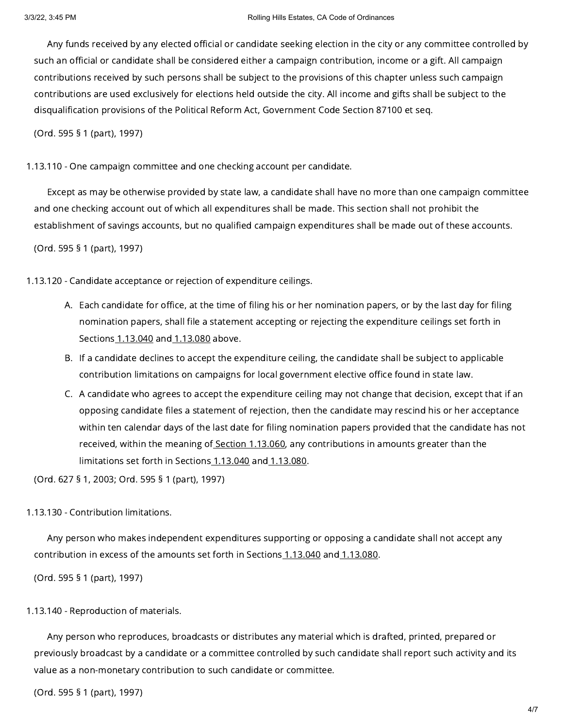Any funds received by any elected official or candidate seeking election in the city or any committee controlled by such an official or candidate shall be considered either a campaign contribution, income or a gift. All campaign contributions received by such persons shall be subject to the provisions of this chapter unless such campaign contributions are used exclusively for elections held outside the city. All income and gifts shall be subject to the disqualification provisions of the Political Reform Act, Government Code Section 87100 et seq.

(Ord. 595 § 1 (part), 1997)

### 1.13.110 - One campaign committee and one checking account per candidate.

Except as may be otherwise provided by state law, a candidate shall have no more than one campaign committee and one checking account out of which all expenditures shall be made. This section shall not prohibit the establishment of savings accounts, but no qualified campaign expenditures shall be made out of these accounts.

(Ord. 595 § 1 (part), 1997)

### 1.13.120 - Candidate acceptance or rejection of expenditure ceilings.

A. Each candidate for office, at the time of filing his or her nomination papers, or by the last day for filing nomination papers, shall file a statement accepting or rejecting the expenditure ceilings set forth in Sections 1.13.040 and 1.13.080 above.

B. If a candidate declines to accept the expenditure ceiling, the candidate shall be subject to applicable contribution limitations on campaigns for local government elective office found in state law.

C. A candidate who agrees to accept the expenditure ceiling may not change that decision, except that if an opposing candidate files a statement of rejection, then the candidate may rescind his or her acceptance within ten calendar days of the last date for filing nomination papers provided that the candidate has not received, within the meaning of Section 1.13.060, any contributions in amounts greater than the limitations set forth in Sections 1.13.040 and 1.13.080.

(Ord. 627 § 1, 2003; Ord. 595 § 1 (part), 1997)

### 1.13.130 - Contribution limitations.

Any person who makes independent expenditures supporting or opposing a candidate shall not accept any contribution in excess of the amounts set forth in Sections 1.13.040 and 1.13.080.

(Ord. 595 § 1 (part), 1997)

### 1.13.140 - Reproduction of materials.

Any person who reproduces, broadcasts or distributes any material which is drafted, printed, prepared or previously broadcast by a candidate or a committee controlled by such candidate shall report such activity and its value as a non-monetary contribution to such candidate or committee.

(Ord. 595 § 1 (part), 1997)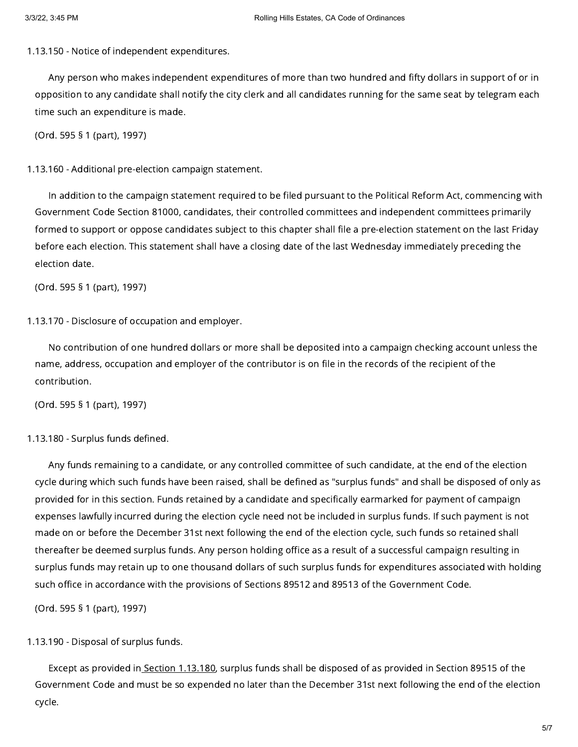### 1.13.150 - Notice of independent expenditures.

Any person who makes independent expenditures of more than two hundred and fifty dollars in support of or in opposition to any candidate shall notify the city clerk and all candidates running for the same seat by telegram each time such an expenditure is made.

(Ord. 595 § 1 (part), 1997)

### 1.13.160 - Additional pre-election campaign statement.

In addition to the campaign statement required to be filed pursuant to the Political Reform Act, commencing with Government Code Section 81000, candidates, their controlled committees and independent committees primarily formed to support or oppose candidates subject to this chapter shall file a pre-election statement on the last Friday before each election. This statement shall have a closing date of the last Wednesday immediately preceding the election date.

(Ord. 595 § 1 (part), 1997)

### 1.13.170 - Disclosure of occupation and employer.

No contribution of one hundred dollars or more shall be deposited into a campaign checking account unless the name, address, occupation and employer of the contributor is on file in the records of the recipient of the contribution.

(Ord. 595 § 1 (part), 1997)

### 1.13.180 - Surplus funds defined.

Any funds remaining to a candidate, or any controlled committee of such candidate, at the end of the election cycle during which such funds have been raised, shall be defined as "surplus funds" and shall be disposed of only as provided for in this section. Funds retained by a candidate and specifically earmarked for payment of campaign expenses lawfully incurred during the election cycle need not be included in surplus funds. If such payment is not made on or before the December 31st next following the end of the election cycle, such funds so retained shall thereafter be deemed surplus funds. Any person holding office as a result of a successful campaign resulting in surplus funds may retain up to one thousand dollars of such surplus funds for expenditures associated with holding such office in accordance with the provisions of Sections 89512 and 89513 of the Government Code.

(Ord. 595 § 1 (part), 1997)

### 1.13.190 - Disposal of surplus funds.

Except as provided in Section 1.13.180, surplus funds shall be disposed of as provided in Section 89515 of the Government Code and must be so expended no later than the December 31st next following the end of the election cycle.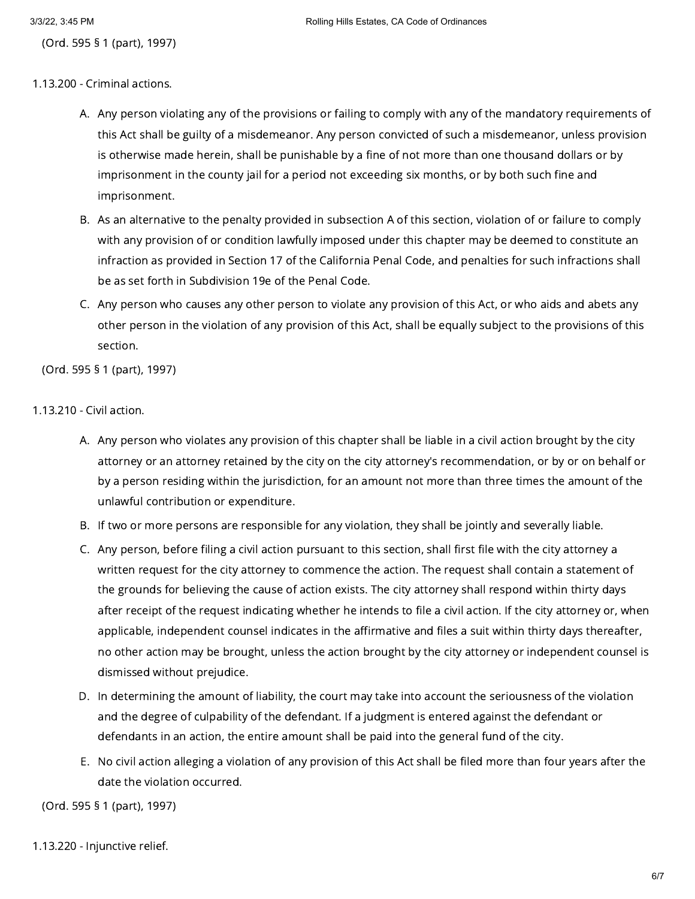(Ord. 595 § 1 (part), 1997)

### 1.13.200 - Criminal actions.

A. Any person violating any of the provisions or failing to comply with any of the mandatory requirements of this Act shall be guilty of a misdemeanor. Any person convicted of such a misdemeanor, unless provision is otherwise made herein, shall be punishable by a fine of not more than one thousand dollars or by imprisonment in the county jail for a period not exceeding six months, or by both such fine and imprisonment.

B. As an alternative to the penalty provided in subsection A of this section, violation of or failure to comply with any provision of or condition lawfully imposed under this chapter may be deemed to constitute an infraction as provided in Section 17 of the California Penal Code, and penalties for such infractions shall be as set forth in Subdivision 19e of the Penal Code.

C. Any person who causes any other person to violate any provision of this Act, or who aids and abets any other person in the violation of any provision of this Act, shall be equally subject to the provisions of this section.

(Ord. 595 § 1 (part), 1997)

### 1.13.210 - Civil action.

A. Any person who violates any provision of this chapter shall be liable in a civil action brought by the city attorney or an attorney retained by the city on the city attorney's recommendation, or by or on behalf or by a person residing within the jurisdiction, for an amount not more than three times the amount of the unlawful contribution or expenditure.

B. If two or more persons are responsible for any violation, they shall be jointly and severally liable.

C. Any person, before filing a civil action pursuant to this section, shall first file with the city attorney a written request for the city attorney to commence the action. The request shall contain a statement of the grounds for believing the cause of action exists. The city attorney shall respond within thirty days after receipt of the request indicating whether he intends to file a civil action. If the city attorney or, when applicable, independent counsel indicates in the affirmative and files a suit within thirty days thereafter, no other action may be brought, unless the action brought by the city attorney or independent counsel is dismissed without prejudice.

D. In determining the amount of liability, the court may take into account the seriousness of the violation and the degree of culpability of the defendant. If a judgment is entered against the defendant or defendants in an action, the entire amount shall be paid into the general fund of the city.

E. No civil action alleging a violation of any provision of this Act shall be filed more than four years after the date the violation occurred.

(Ord. 595 § 1 (part), 1997)

### 1.13.220 - Injunctive relief.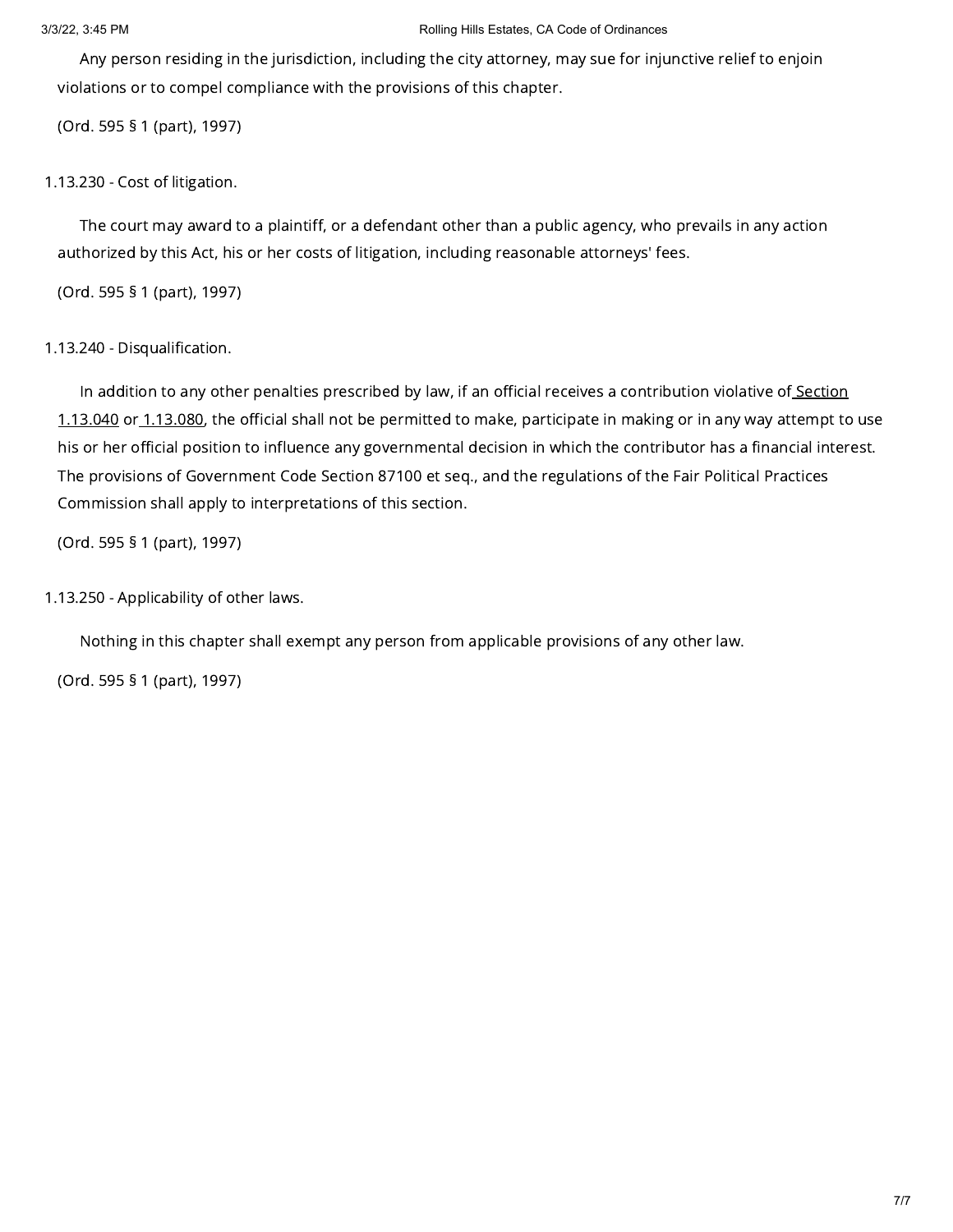Any person residing in the jurisdiction, including the city attorney, may sue for injunctive relief to enjoin violations or to compel compliance with the provisions of this chapter.

(Ord. 595 § 1 (part), 1997)

### 1.13.230 - Cost of litigation.

The court may award to a plaintiff, or a defendant other than a public agency, who prevails in any action authorized by this Act, his or her costs of litigation, including reasonable attorneys' fees.

(Ord. 595 § 1 (part), 1997)

### 1.13.240 - Disqualification.

In addition to any other penalties prescribed by law, if an official receives a contribution violative of Section 1.13.040 or 1.13.080, the official shall not be permitted to make, participate in making or in any way attempt to use his or her official position to influence any governmental decision in which the contributor has a financial interest. The provisions of Government Code Section 87100 et seq., and the regulations of the Fair Political Practices Commission shall apply to interpretations of this section.

(Ord. 595 § 1 (part), 1997)

### 1.13.250 - Applicability of other laws.

Nothing in this chapter shall exempt any person from applicable provisions of any other law.

(Ord. 595 § 1 (part), 1997)